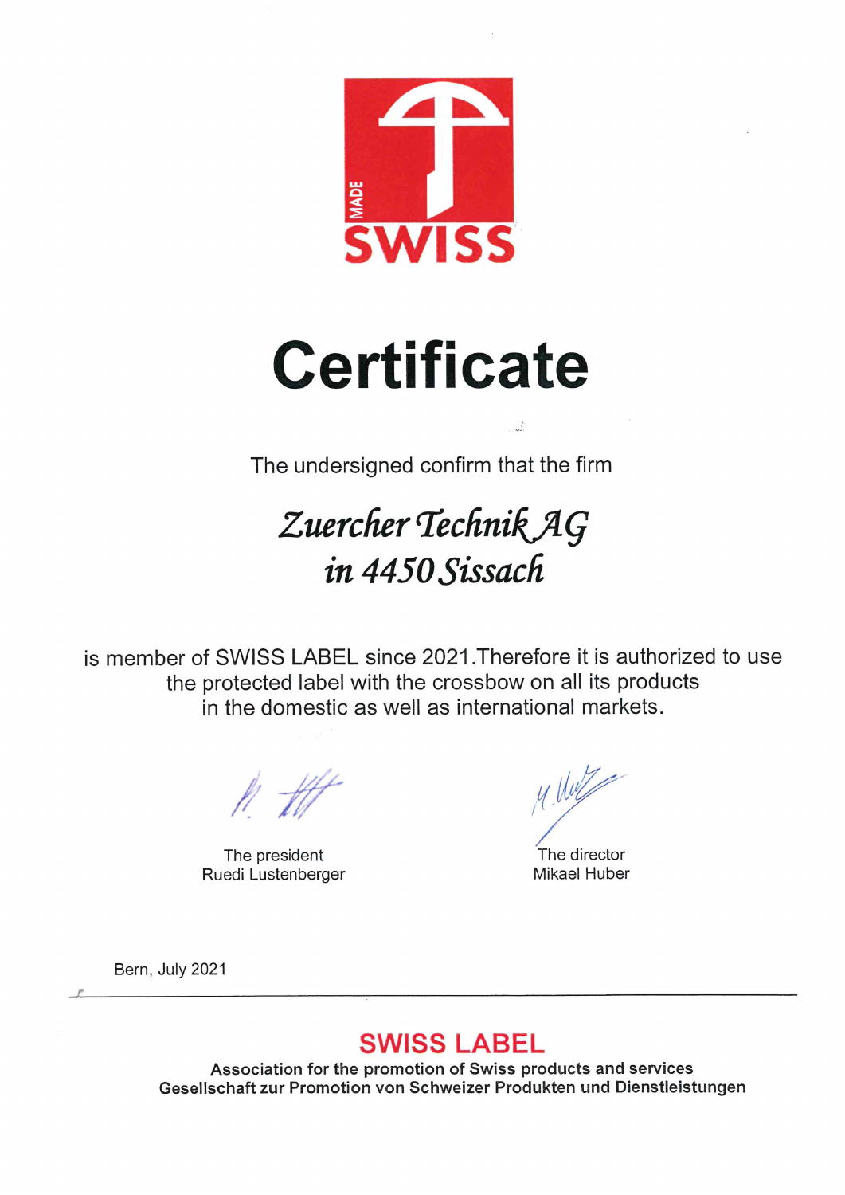MADE SWISS

# Certificate

The undersigned confirm that the firm

*Zuercher Technik AG*
*in 4450 Sissach*

is member of SWISS LABEL since 2021.Therefore it is authorized to use the protected label with the crossbow on all its products in the domestic as well as international markets.

| | |
|---|---|
| The president | The director |
| Ruedi Lustenberger | Mikael Huber |

Bern, July 2021

---

**SWISS LABEL**

**Association for the promotion of Swiss products and services**
**Gesellschaft zur Promotion von Schweizer Produkten und Dienstleistungen**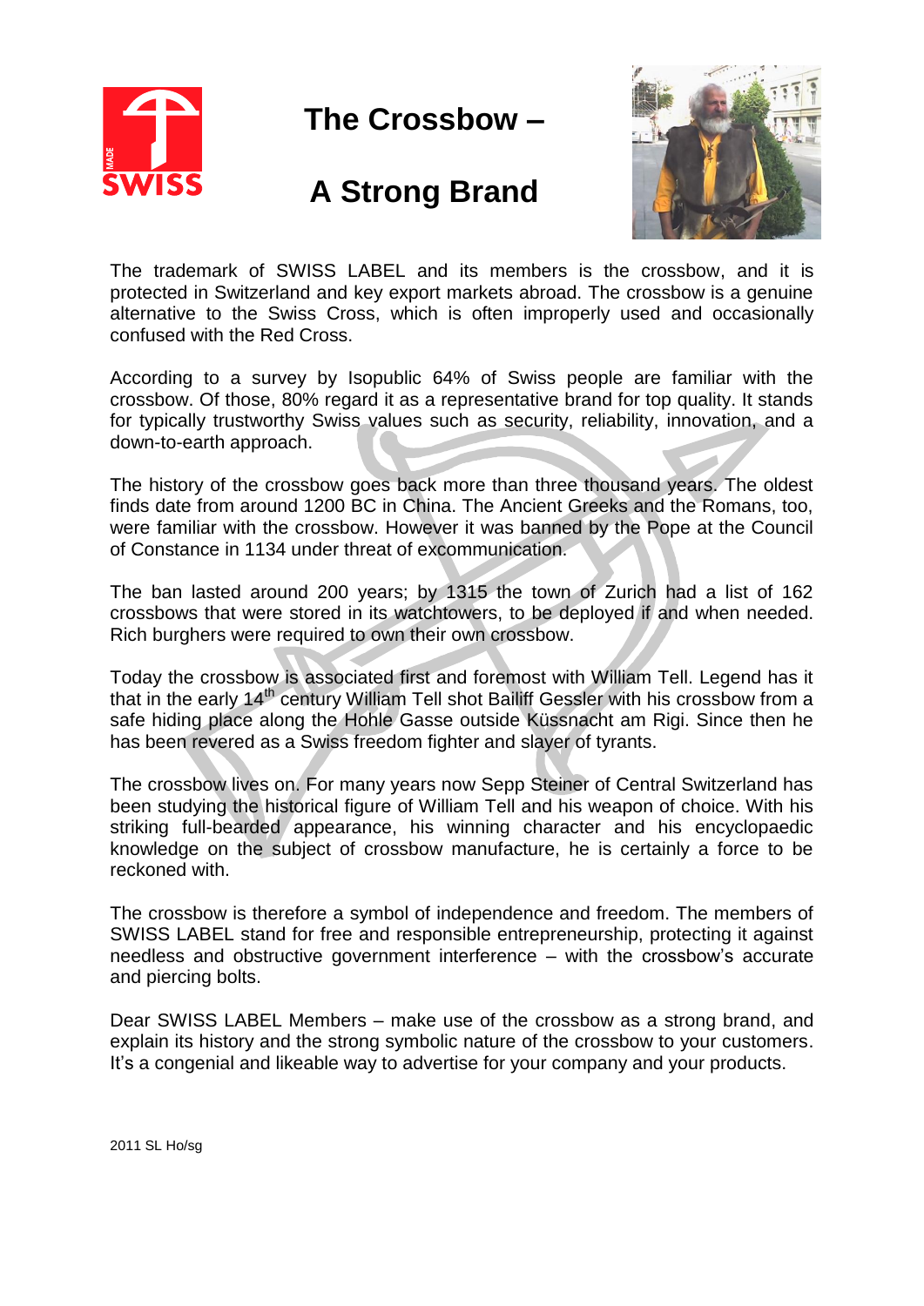# The Crossbow – A Strong Brand

The trademark of SWISS LABEL and its members is the crossbow, and it is protected in Switzerland and key export markets abroad. The crossbow is a genuine alternative to the Swiss Cross, which is often improperly used and occasionally confused with the Red Cross.

According to a survey by Isopublic 64% of Swiss people are familiar with the crossbow. Of those, 80% regard it as a representative brand for top quality. It stands for typically trustworthy Swiss values such as security, reliability, innovation, and a down-to-earth approach.

The history of the crossbow goes back more than three thousand years. The oldest finds date from around 1200 BC in China. The Ancient Greeks and the Romans, too, were familiar with the crossbow. However it was banned by the Pope at the Council of Constance in 1134 under threat of excommunication.

The ban lasted around 200 years; by 1315 the town of Zurich had a list of 162 crossbows that were stored in its watchtowers, to be deployed if and when needed. Rich burghers were required to own their own crossbow.

Today the crossbow is associated first and foremost with William Tell. Legend has it that in the early 14th century William Tell shot Bailiff Gessler with his crossbow from a safe hiding place along the Hohle Gasse outside Küssnacht am Rigi. Since then he has been revered as a Swiss freedom fighter and slayer of tyrants.

The crossbow lives on. For many years now Sepp Steiner of Central Switzerland has been studying the historical figure of William Tell and his weapon of choice. With his striking full-bearded appearance, his winning character and his encyclopaedic knowledge on the subject of crossbow manufacture, he is certainly a force to be reckoned with.

The crossbow is therefore a symbol of independence and freedom. The members of SWISS LABEL stand for free and responsible entrepreneurship, protecting it against needless and obstructive government interference – with the crossbow's accurate and piercing bolts.

Dear SWISS LABEL Members – make use of the crossbow as a strong brand, and explain its history and the strong symbolic nature of the crossbow to your customers. It's a congenial and likeable way to advertise for your company and your products.

2011 SL Ho/sg